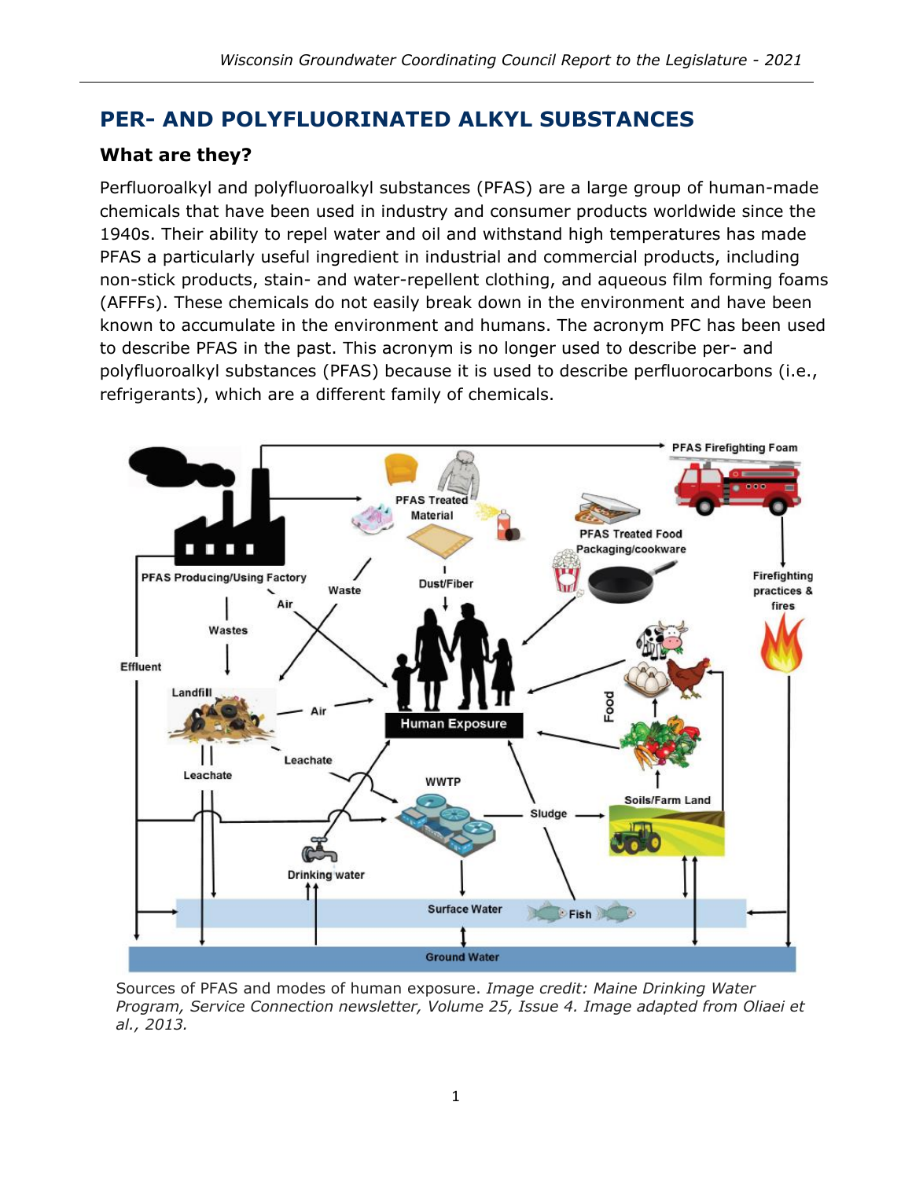# PER- AND POLYFLUORINATED ALKYL SUBSTANCES

## What are they?

Perfluoroalkyl and polyfluoroalkyl substances (PFAS) are a large group of human-made chemicals that have been used in industry and consumer products worldwide since the 1940s. Their ability to repel water and oil and withstand high temperatures has made PFAS a particularly useful ingredient in industrial and commercial products, including non-stick products, stain- and water-repellent clothing, and aqueous film forming foams (AFFFs). These chemicals do not easily break down in the environment and have been known to accumulate in the environment and humans. The acronym PFC has been used to describe PFAS in the past. This acronym is no longer used to describe per- and polyfluoroalkyl substances (PFAS) because it is used to describe perfluorocarbons (i.e., refrigerants), which are a different family of chemicals.

Sources of PFAS and modes of human exposure. *Image credit: Maine Drinking Water Program, Service Connection newsletter, Volume 25, Issue 4. Image adapted from Oliaei et al., 2013.*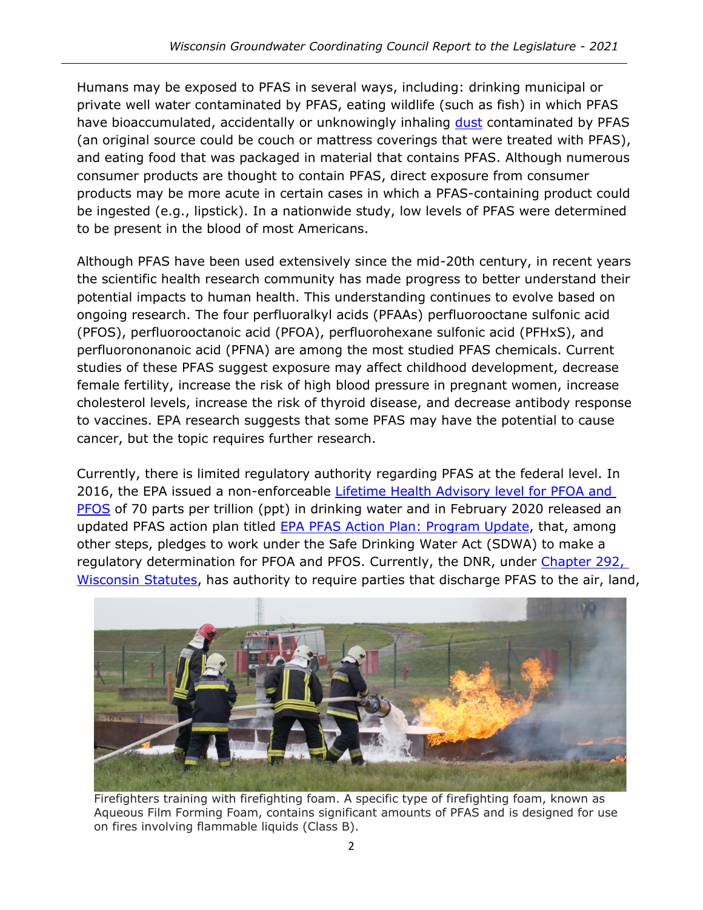Humans may be exposed to PFAS in several ways, including: drinking municipal or private well water contaminated by PFAS, eating wildlife (such as fish) in which PFAS have bioaccumulated, accidentally or unknowingly inhaling dust contaminated by PFAS (an original source could be couch or mattress coverings that were treated with PFAS), and eating food that was packaged in material that contains PFAS. Although numerous consumer products are thought to contain PFAS, direct exposure from consumer products may be more acute in certain cases in which a PFAS-containing product could be ingested (e.g., lipstick). In a nationwide study, low levels of PFAS were determined to be present in the blood of most Americans.

Although PFAS have been used extensively since the mid-20th century, in recent years the scientific health research community has made progress to better understand their potential impacts to human health. This understanding continues to evolve based on ongoing research. The four perfluoralkyl acids (PFAAs) perfluorooctane sulfonic acid (PFOS), perfluorooctanoic acid (PFOA), perfluorohexane sulfonic acid (PFHxS), and perfluorononanoic acid (PFNA) are among the most studied PFAS chemicals. Current studies of these PFAS suggest exposure may affect childhood development, decrease female fertility, increase the risk of high blood pressure in pregnant women, increase cholesterol levels, increase the risk of thyroid disease, and decrease antibody response to vaccines. EPA research suggests that some PFAS may have the potential to cause cancer, but the topic requires further research.

Currently, there is limited regulatory authority regarding PFAS at the federal level. In 2016, the EPA issued a non-enforceable Lifetime Health Advisory level for PFOA and PFOS of 70 parts per trillion (ppt) in drinking water and in February 2020 released an updated PFAS action plan titled EPA PFAS Action Plan: Program Update, that, among other steps, pledges to work under the Safe Drinking Water Act (SDWA) to make a regulatory determination for PFOA and PFOS. Currently, the DNR, under Chapter 292, Wisconsin Statutes, has authority to require parties that discharge PFAS to the air, land,

Firefighters training with firefighting foam. A specific type of firefighting foam, known as Aqueous Film Forming Foam, contains significant amounts of PFAS and is designed for use on fires involving flammable liquids (Class B).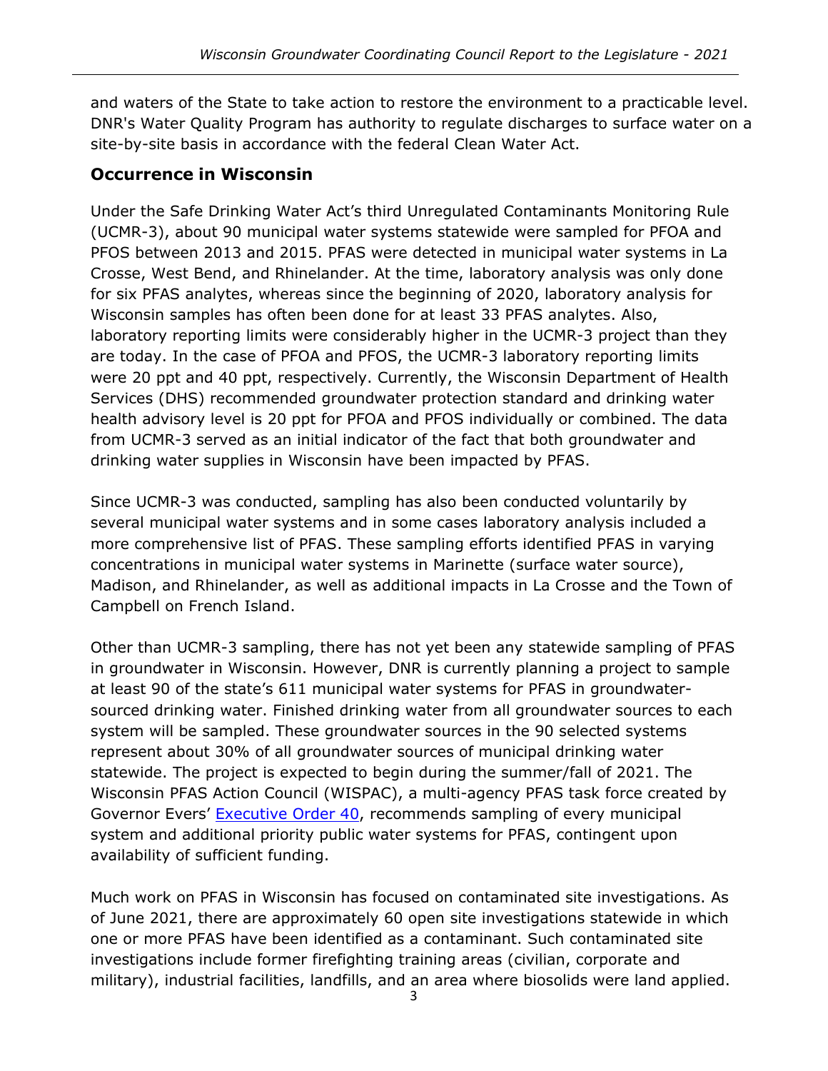and waters of the State to take action to restore the environment to a practicable level. DNR's Water Quality Program has authority to regulate discharges to surface water on a site-by-site basis in accordance with the federal Clean Water Act.

## Occurrence in Wisconsin

Under the Safe Drinking Water Act's third Unregulated Contaminants Monitoring Rule (UCMR-3), about 90 municipal water systems statewide were sampled for PFOA and PFOS between 2013 and 2015. PFAS were detected in municipal water systems in La Crosse, West Bend, and Rhinelander. At the time, laboratory analysis was only done for six PFAS analytes, whereas since the beginning of 2020, laboratory analysis for Wisconsin samples has often been done for at least 33 PFAS analytes. Also, laboratory reporting limits were considerably higher in the UCMR-3 project than they are today. In the case of PFOA and PFOS, the UCMR-3 laboratory reporting limits were 20 ppt and 40 ppt, respectively. Currently, the Wisconsin Department of Health Services (DHS) recommended groundwater protection standard and drinking water health advisory level is 20 ppt for PFOA and PFOS individually or combined. The data from UCMR-3 served as an initial indicator of the fact that both groundwater and drinking water supplies in Wisconsin have been impacted by PFAS.

Since UCMR-3 was conducted, sampling has also been conducted voluntarily by several municipal water systems and in some cases laboratory analysis included a more comprehensive list of PFAS. These sampling efforts identified PFAS in varying concentrations in municipal water systems in Marinette (surface water source), Madison, and Rhinelander, as well as additional impacts in La Crosse and the Town of Campbell on French Island.

Other than UCMR-3 sampling, there has not yet been any statewide sampling of PFAS in groundwater in Wisconsin. However, DNR is currently planning a project to sample at least 90 of the state's 611 municipal water systems for PFAS in groundwater-sourced drinking water. Finished drinking water from all groundwater sources to each system will be sampled. These groundwater sources in the 90 selected systems represent about 30% of all groundwater sources of municipal drinking water statewide. The project is expected to begin during the summer/fall of 2021. The Wisconsin PFAS Action Council (WISPAC), a multi-agency PFAS task force created by Governor Evers' Executive Order 40, recommends sampling of every municipal system and additional priority public water systems for PFAS, contingent upon availability of sufficient funding.

Much work on PFAS in Wisconsin has focused on contaminated site investigations. As of June 2021, there are approximately 60 open site investigations statewide in which one or more PFAS have been identified as a contaminant. Such contaminated site investigations include former firefighting training areas (civilian, corporate and military), industrial facilities, landfills, and an area where biosolids were land applied.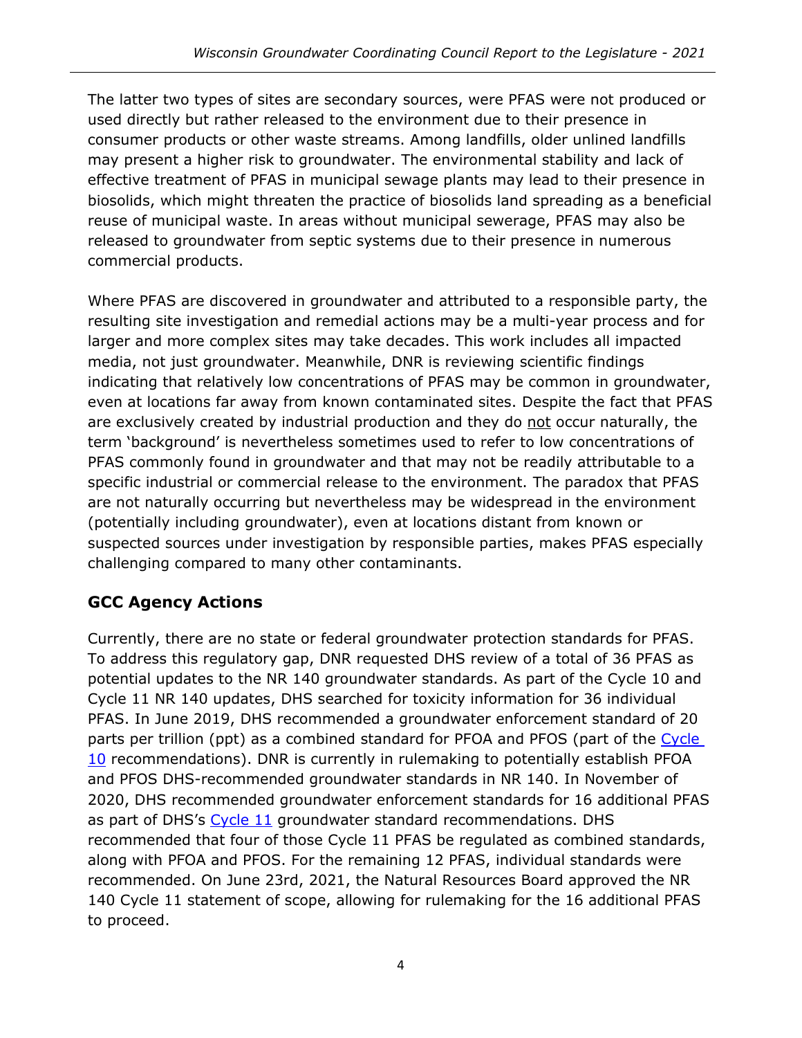The latter two types of sites are secondary sources, were PFAS were not produced or used directly but rather released to the environment due to their presence in consumer products or other waste streams. Among landfills, older unlined landfills may present a higher risk to groundwater. The environmental stability and lack of effective treatment of PFAS in municipal sewage plants may lead to their presence in biosolids, which might threaten the practice of biosolids land spreading as a beneficial reuse of municipal waste. In areas without municipal sewerage, PFAS may also be released to groundwater from septic systems due to their presence in numerous commercial products.

Where PFAS are discovered in groundwater and attributed to a responsible party, the resulting site investigation and remedial actions may be a multi-year process and for larger and more complex sites may take decades. This work includes all impacted media, not just groundwater. Meanwhile, DNR is reviewing scientific findings indicating that relatively low concentrations of PFAS may be common in groundwater, even at locations far away from known contaminated sites. Despite the fact that PFAS are exclusively created by industrial production and they do not occur naturally, the term 'background' is nevertheless sometimes used to refer to low concentrations of PFAS commonly found in groundwater and that may not be readily attributable to a specific industrial or commercial release to the environment. The paradox that PFAS are not naturally occurring but nevertheless may be widespread in the environment (potentially including groundwater), even at locations distant from known or suspected sources under investigation by responsible parties, makes PFAS especially challenging compared to many other contaminants.

## GCC Agency Actions

Currently, there are no state or federal groundwater protection standards for PFAS. To address this regulatory gap, DNR requested DHS review of a total of 36 PFAS as potential updates to the NR 140 groundwater standards. As part of the Cycle 10 and Cycle 11 NR 140 updates, DHS searched for toxicity information for 36 individual PFAS. In June 2019, DHS recommended a groundwater enforcement standard of 20 parts per trillion (ppt) as a combined standard for PFOA and PFOS (part of the Cycle 10 recommendations). DNR is currently in rulemaking to potentially establish PFOA and PFOS DHS-recommended groundwater standards in NR 140. In November of 2020, DHS recommended groundwater enforcement standards for 16 additional PFAS as part of DHS's Cycle 11 groundwater standard recommendations. DHS recommended that four of those Cycle 11 PFAS be regulated as combined standards, along with PFOA and PFOS. For the remaining 12 PFAS, individual standards were recommended. On June 23rd, 2021, the Natural Resources Board approved the NR 140 Cycle 11 statement of scope, allowing for rulemaking for the 16 additional PFAS to proceed.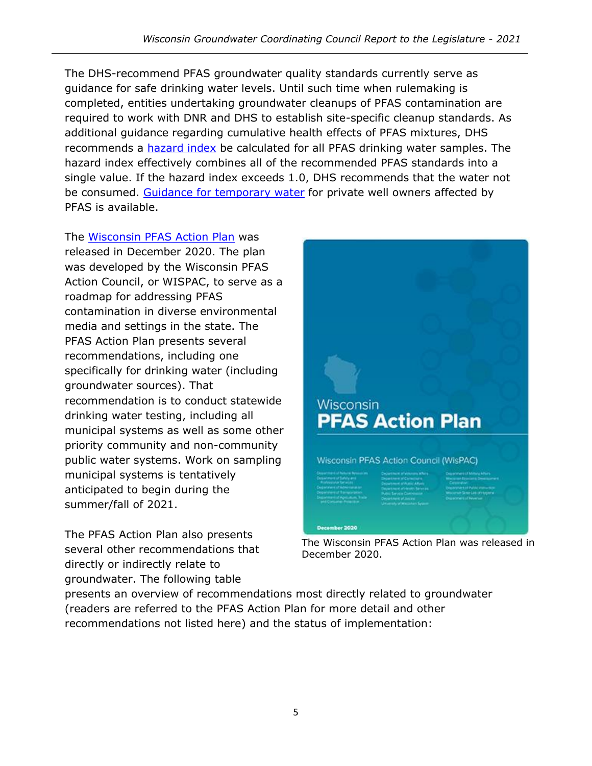The DHS-recommend PFAS groundwater quality standards currently serve as guidance for safe drinking water levels. Until such time when rulemaking is completed, entities undertaking groundwater cleanups of PFAS contamination are required to work with DNR and DHS to establish site-specific cleanup standards. As additional guidance regarding cumulative health effects of PFAS mixtures, DHS recommends a hazard index be calculated for all PFAS drinking water samples. The hazard index effectively combines all of the recommended PFAS standards into a single value. If the hazard index exceeds 1.0, DHS recommends that the water not be consumed. Guidance for temporary water for private well owners affected by PFAS is available.

The Wisconsin PFAS Action Plan was released in December 2020. The plan was developed by the Wisconsin PFAS Action Council, or WISPAC, to serve as a roadmap for addressing PFAS contamination in diverse environmental media and settings in the state. The PFAS Action Plan presents several recommendations, including one specifically for drinking water (including groundwater sources). That recommendation is to conduct statewide drinking water testing, including all municipal systems as well as some other priority community and non-community public water systems. Work on sampling municipal systems is tentatively anticipated to begin during the summer/fall of 2021.

The Wisconsin PFAS Action Plan was released in December 2020.

The PFAS Action Plan also presents several other recommendations that directly or indirectly relate to groundwater. The following table presents an overview of recommendations most directly related to groundwater (readers are referred to the PFAS Action Plan for more detail and other recommendations not listed here) and the status of implementation: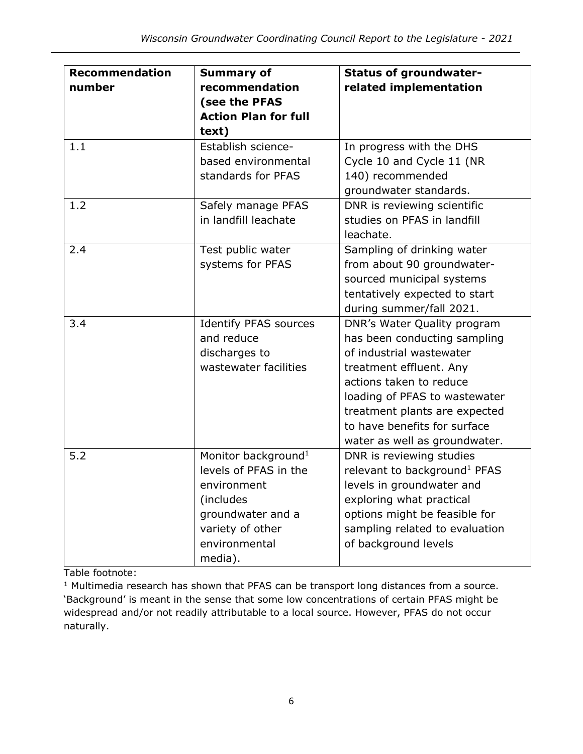| Recommendation number | Summary of recommendation (see the PFAS Action Plan for full text) | Status of groundwater-related implementation |
|---|---|---|
| 1.1 | Establish science-based environmental standards for PFAS | In progress with the DHS Cycle 10 and Cycle 11 (NR 140) recommended groundwater standards. |
| 1.2 | Safely manage PFAS in landfill leachate | DNR is reviewing scientific studies on PFAS in landfill leachate. |
| 2.4 | Test public water systems for PFAS | Sampling of drinking water from about 90 groundwater-sourced municipal systems tentatively expected to start during summer/fall 2021. |
| 3.4 | Identify PFAS sources and reduce discharges to wastewater facilities | DNR's Water Quality program has been conducting sampling of industrial wastewater treatment effluent. Any actions taken to reduce loading of PFAS to wastewater treatment plants are expected to have benefits for surface water as well as groundwater. |
| 5.2 | Monitor background[1] levels of PFAS in the environment (includes groundwater and a variety of other environmental media). | DNR is reviewing studies relevant to background[1] PFAS levels in groundwater and exploring what practical options might be feasible for sampling related to evaluation of background levels |

Table footnote:

[1] Multimedia research has shown that PFAS can be transport long distances from a source. 'Background' is meant in the sense that some low concentrations of certain PFAS might be widespread and/or not readily attributable to a local source. However, PFAS do not occur naturally.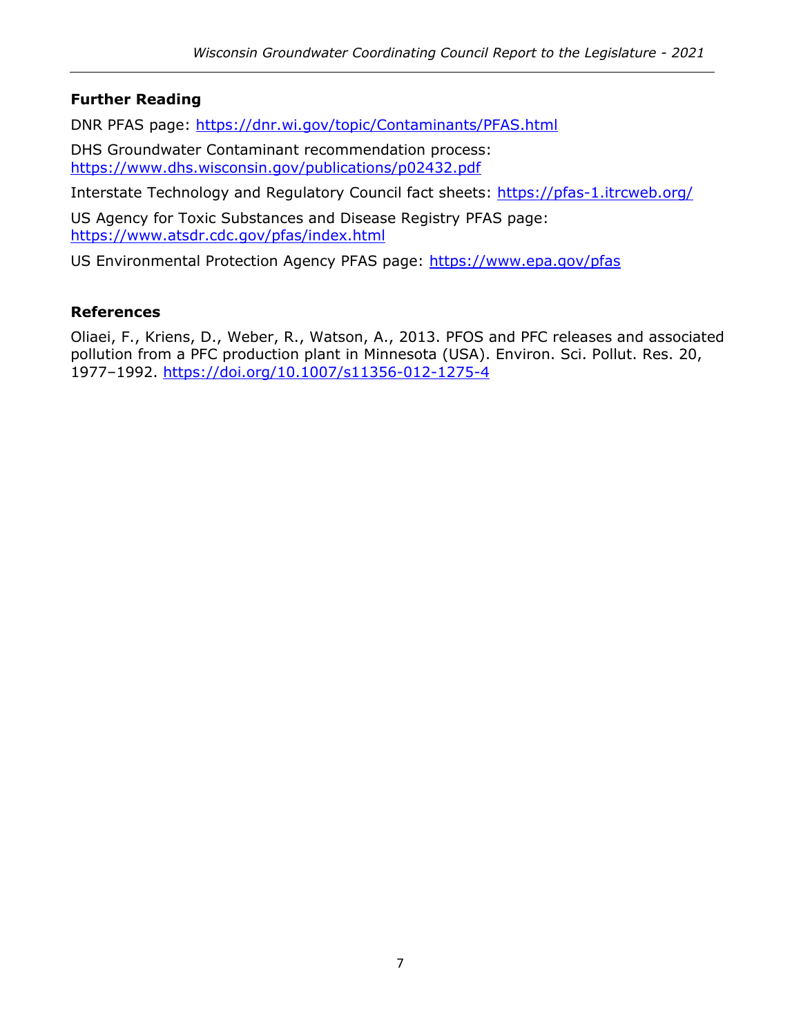## Further Reading

DNR PFAS page: https://dnr.wi.gov/topic/Contaminants/PFAS.html

DHS Groundwater Contaminant recommendation process: https://www.dhs.wisconsin.gov/publications/p02432.pdf

Interstate Technology and Regulatory Council fact sheets: https://pfas-1.itrcweb.org/

US Agency for Toxic Substances and Disease Registry PFAS page: https://www.atsdr.cdc.gov/pfas/index.html

US Environmental Protection Agency PFAS page: https://www.epa.gov/pfas

## References

Oliaei, F., Kriens, D., Weber, R., Watson, A., 2013. PFOS and PFC releases and associated pollution from a PFC production plant in Minnesota (USA). Environ. Sci. Pollut. Res. 20, 1977–1992. https://doi.org/10.1007/s11356-012-1275-4